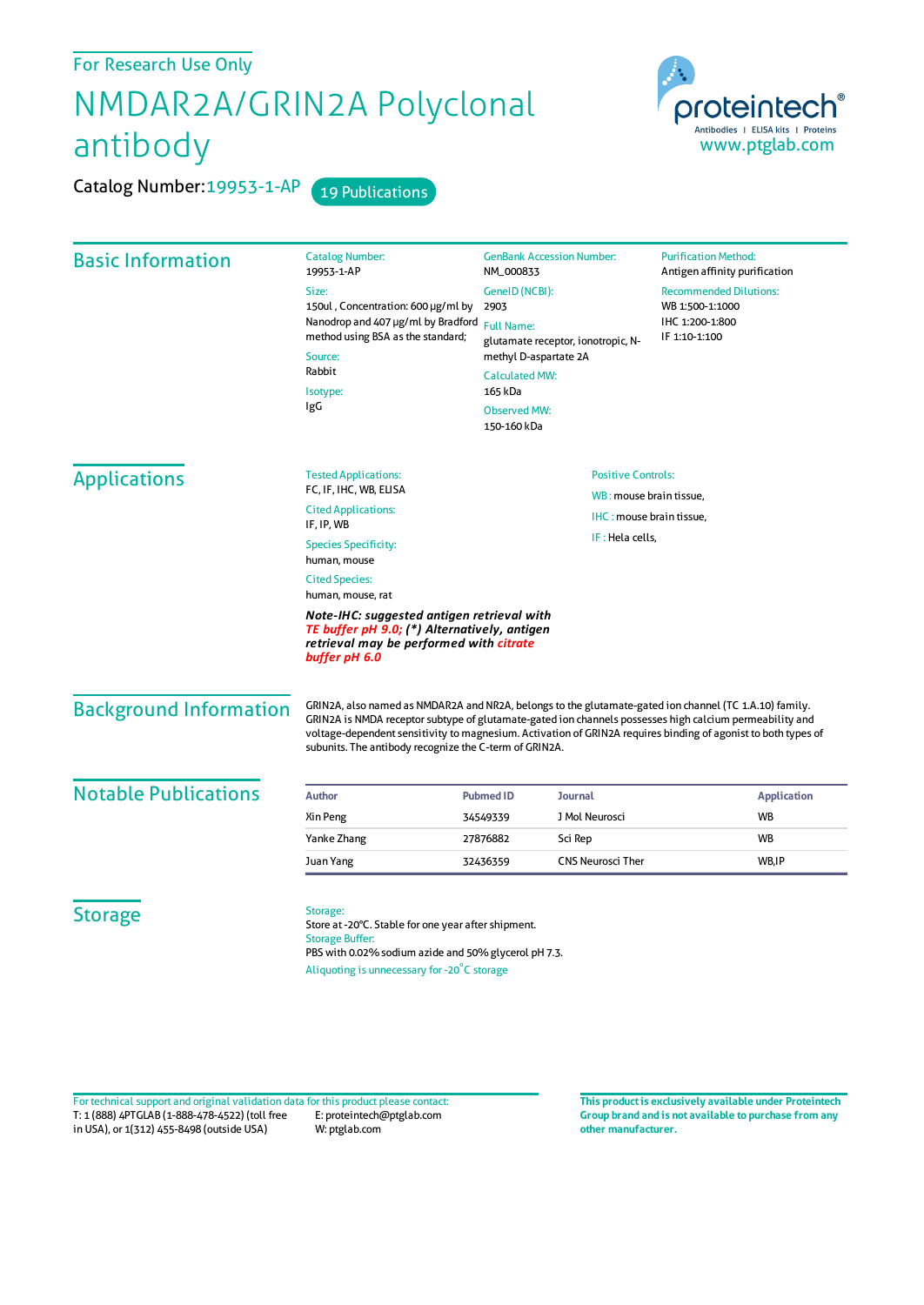For Research Use Only

# NMDAR2A/GRIN2A Polyclonal antibody

Catalog Number: 19953-1-AP    19 Publications

proteintech®
Antibodies | ELISA kits | Proteins
www.ptglab.com

## Basic Information

Catalog Number:
19953-1-AP

Size:
150ul , Concentration: 600 μg/ml by Nanodrop and 407 μg/ml by Bradford method using BSA as the standard;

Source:
Rabbit

Isotype:
IgG

GenBank Accession Number:
NM_000833

GeneID (NCBI):
2903

Full Name:
glutamate receptor, ionotropic, N-methyl D-aspartate 2A

Calculated MW:
165 kDa

Observed MW:
150-160 kDa

Purification Method:
Antigen affinity purification

Recommended Dilutions:
WB 1:500-1:1000
IHC 1:200-1:800
IF 1:10-1:100

## Applications

Tested Applications:
FC, IF, IHC, WB, ELISA

Cited Applications:
IF, IP, WB

Species Specificity:
human, mouse

Cited Species:
human, mouse, rat

***Note-IHC: suggested antigen retrieval with TE buffer pH 9.0; (\*) Alternatively, antigen retrieval may be performed with citrate buffer pH 6.0***

Positive Controls:

WB : mouse brain tissue,

IHC : mouse brain tissue,

IF : Hela cells,

## Background Information

GRIN2A, also named as NMDAR2A and NR2A, belongs to the glutamate-gated ion channel (TC 1.A.10) family. GRIN2A is NMDA receptor subtype of glutamate-gated ion channels possesses high calcium permeability and voltage-dependent sensitivity to magnesium. Activation of GRIN2A requires binding of agonist to both types of subunits. The antibody recognize the C-term of GRIN2A.

## Notable Publications

| Author | Pubmed ID | Journal | Application |
| --- | --- | --- | --- |
| Xin Peng | 34549339 | J Mol Neurosci | WB |
| Yanke Zhang | 27876882 | Sci Rep | WB |
| Juan Yang | 32436359 | CNS Neurosci Ther | WB,IP |

## Storage

Storage:
Store at -20°C. Stable for one year after shipment.
Storage Buffer:
PBS with 0.02% sodium azide and 50% glycerol pH 7.3.
Aliquoting is unnecessary for -20°C storage

For technical support and original validation data for this product please contact:
T: 1 (888) 4PTGLAB (1-888-478-4522) (toll free in USA), or 1(312) 455-8498 (outside USA)
E: proteintech@ptglab.com
W: ptglab.com

**This product is exclusively available under Proteintech Group brand and is not available to purchase from any other manufacturer.**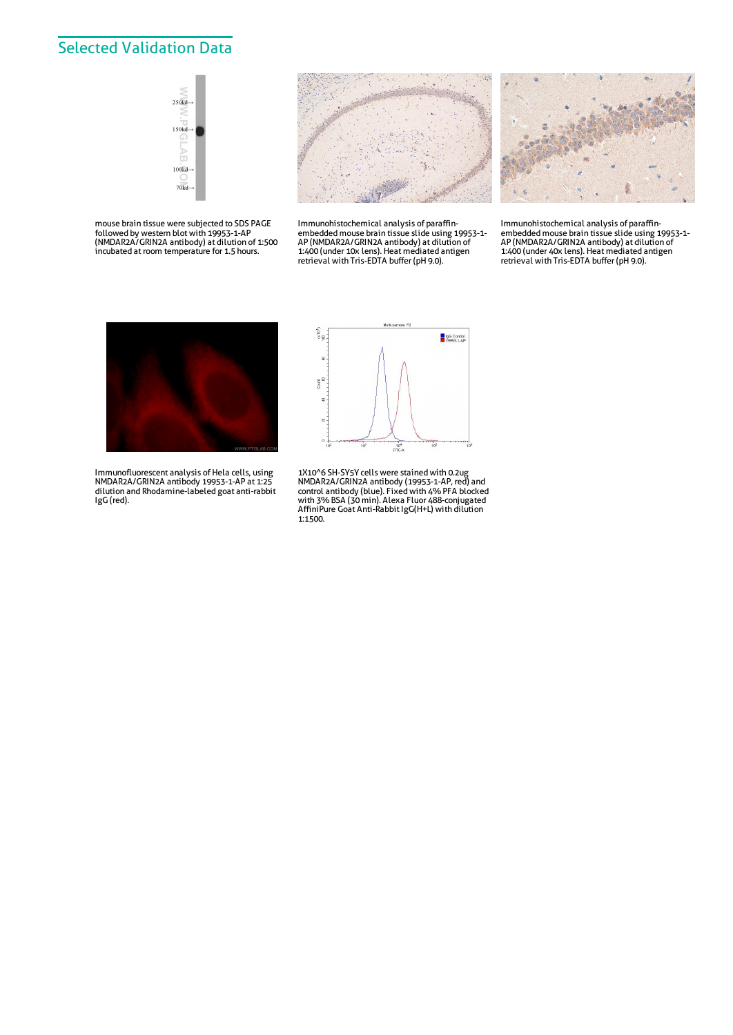## Selected Validation Data

250kd→
150kd→
100kd→
70kd→

mouse brain tissue were subjected to SDS PAGE followed by western blot with 19953-1-AP (NMDAR2A/GRIN2A antibody) at dilution of 1:500 incubated at room temperature for 1.5 hours.

Immunohistochemical analysis of paraffin-embedded mouse brain tissue slide using 19953-1-AP (NMDAR2A/GRIN2A antibody) at dilution of 1:400 (under 10x lens). Heat mediated antigen retrieval with Tris-EDTA buffer (pH 9.0).

Immunohistochemical analysis of paraffin-embedded mouse brain tissue slide using 19953-1-AP (NMDAR2A/GRIN2A antibody) at dilution of 1:400 (under 40x lens). Heat mediated antigen retrieval with Tris-EDTA buffer (pH 9.0).

Immunofluorescent analysis of Hela cells, using NMDAR2A/GRIN2A antibody 19953-1-AP at 1:25 dilution and Rhodamine-labeled goat anti-rabbit IgG (red).

Multi-sample P2
IgG Control
19953-1-AP
Count
FITC-A

1X10^6 SH-SY5Y cells were stained with 0.2ug NMDAR2A/GRIN2A antibody (19953-1-AP, red) and control antibody (blue). Fixed with 4% PFA blocked with 3% BSA (30 min). Alexa Fluor 488-conjugated AffiniPure Goat Anti-Rabbit IgG(H+L) with dilution 1:1500.